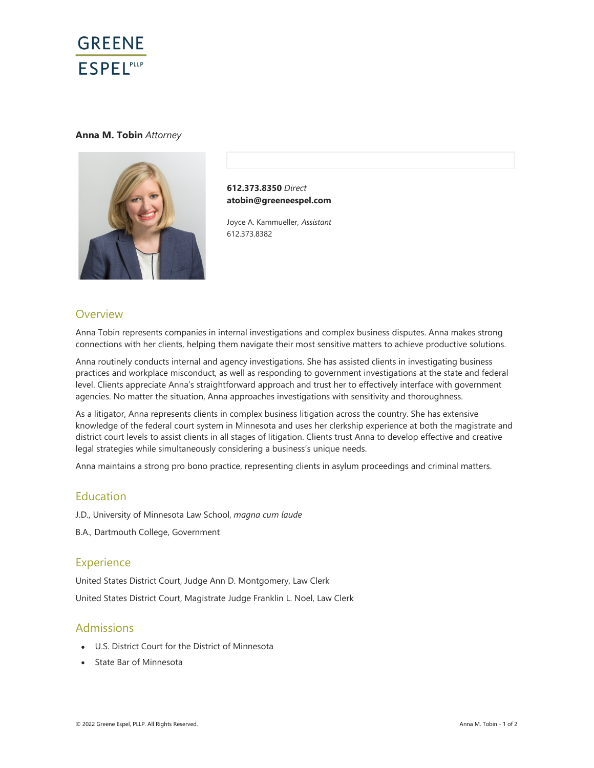GREENE ESPEL PLLP

**Anna M. Tobin** *Attorney*

**612.373.8350** *Direct*
**atobin@greeneespel.com**

Joyce A. Kammueller, *Assistant*
612.373.8382

## Overview

Anna Tobin represents companies in internal investigations and complex business disputes. Anna makes strong connections with her clients, helping them navigate their most sensitive matters to achieve productive solutions.

Anna routinely conducts internal and agency investigations. She has assisted clients in investigating business practices and workplace misconduct, as well as responding to government investigations at the state and federal level. Clients appreciate Anna's straightforward approach and trust her to effectively interface with government agencies. No matter the situation, Anna approaches investigations with sensitivity and thoroughness.

As a litigator, Anna represents clients in complex business litigation across the country. She has extensive knowledge of the federal court system in Minnesota and uses her clerkship experience at both the magistrate and district court levels to assist clients in all stages of litigation. Clients trust Anna to develop effective and creative legal strategies while simultaneously considering a business's unique needs.

Anna maintains a strong pro bono practice, representing clients in asylum proceedings and criminal matters.

## Education

J.D., University of Minnesota Law School, *magna cum laude*

B.A., Dartmouth College, Government

## Experience

United States District Court, Judge Ann D. Montgomery, Law Clerk

United States District Court, Magistrate Judge Franklin L. Noel, Law Clerk

## Admissions

- U.S. District Court for the District of Minnesota
- State Bar of Minnesota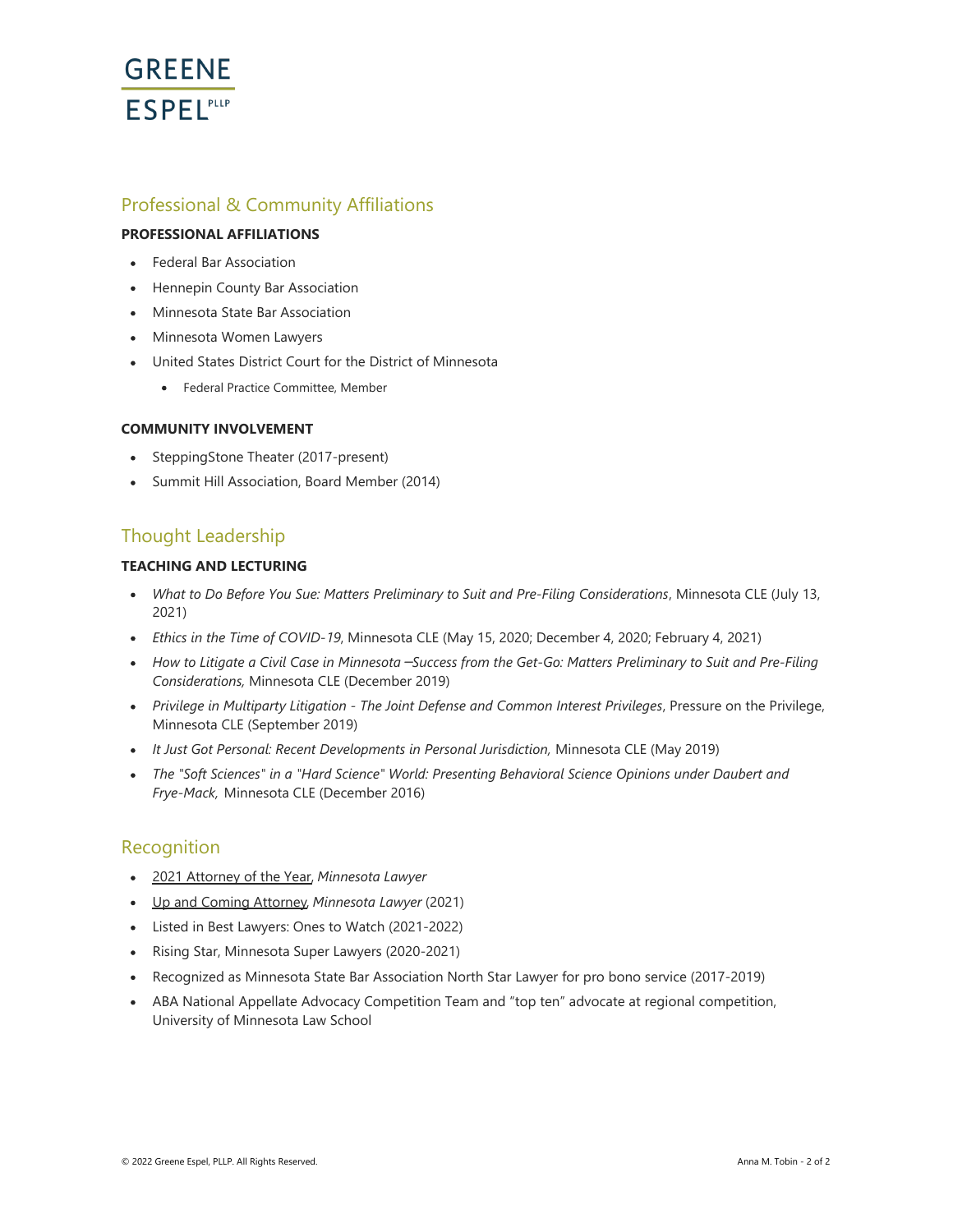## Professional & Community Affiliations

**PROFESSIONAL AFFILIATIONS**

- Federal Bar Association
- Hennepin County Bar Association
- Minnesota State Bar Association
- Minnesota Women Lawyers
- United States District Court for the District of Minnesota
  - Federal Practice Committee, Member

**COMMUNITY INVOLVEMENT**

- SteppingStone Theater (2017-present)
- Summit Hill Association, Board Member (2014)

## Thought Leadership

**TEACHING AND LECTURING**

- *What to Do Before You Sue: Matters Preliminary to Suit and Pre-Filing Considerations*, Minnesota CLE (July 13, 2021)
- *Ethics in the Time of COVID-19*, Minnesota CLE (May 15, 2020; December 4, 2020; February 4, 2021)
- *How to Litigate a Civil Case in Minnesota –Success from the Get-Go: Matters Preliminary to Suit and Pre-Filing Considerations,* Minnesota CLE (December 2019)
- *Privilege in Multiparty Litigation - The Joint Defense and Common Interest Privileges*, Pressure on the Privilege, Minnesota CLE (September 2019)
- *It Just Got Personal: Recent Developments in Personal Jurisdiction,* Minnesota CLE (May 2019)
- *The "Soft Sciences" in a "Hard Science" World: Presenting Behavioral Science Opinions under Daubert and Frye-Mack,* Minnesota CLE (December 2016)

## Recognition

- 2021 Attorney of the Year, *Minnesota Lawyer*
- Up and Coming Attorney, *Minnesota Lawyer* (2021)
- Listed in Best Lawyers: Ones to Watch (2021-2022)
- Rising Star, Minnesota Super Lawyers (2020-2021)
- Recognized as Minnesota State Bar Association North Star Lawyer for pro bono service (2017-2019)
- ABA National Appellate Advocacy Competition Team and "top ten" advocate at regional competition, University of Minnesota Law School